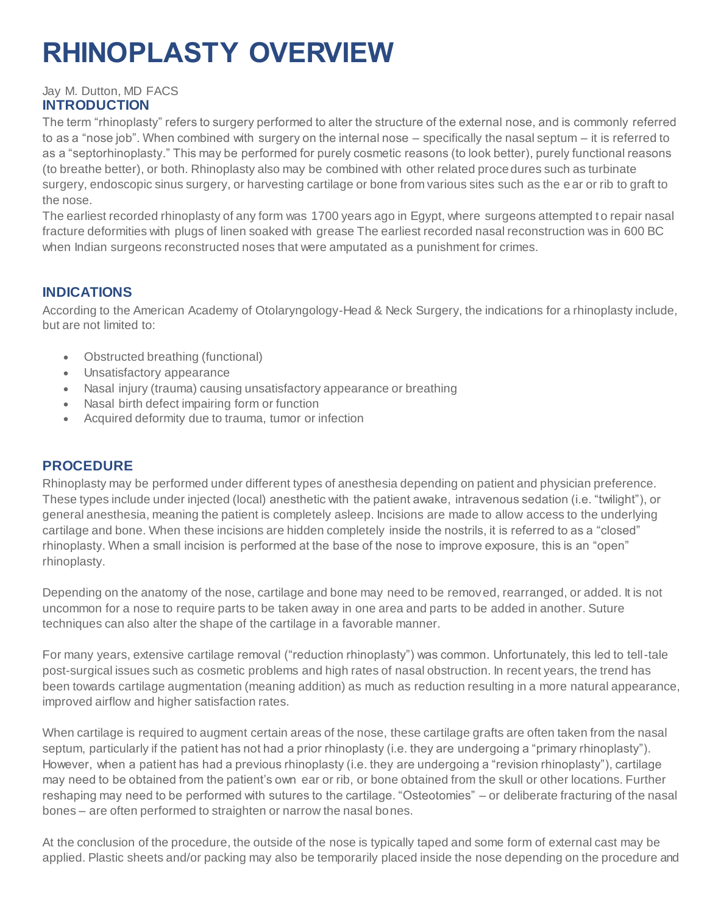# RHINOPLASTY OVERVIEW

Jay M. Dutton, MD FACS

## INTRODUCTION

The term "rhinoplasty" refers to surgery performed to alter the structure of the external nose, and is commonly referred to as a "nose job". When combined with surgery on the internal nose – specifically the nasal septum – it is referred to as a "septorhinoplasty." This may be performed for purely cosmetic reasons (to look better), purely functional reasons (to breathe better), or both. Rhinoplasty also may be combined with other related procedures such as turbinate surgery, endoscopic sinus surgery, or harvesting cartilage or bone from various sites such as the ear or rib to graft to the nose.

The earliest recorded rhinoplasty of any form was 1700 years ago in Egypt, where surgeons attempted to repair nasal fracture deformities with plugs of linen soaked with grease The earliest recorded nasal reconstruction was in 600 BC when Indian surgeons reconstructed noses that were amputated as a punishment for crimes.

## INDICATIONS

According to the American Academy of Otolaryngology-Head & Neck Surgery, the indications for a rhinoplasty include, but are not limited to:

- Obstructed breathing (functional)
- Unsatisfactory appearance
- Nasal injury (trauma) causing unsatisfactory appearance or breathing
- Nasal birth defect impairing form or function
- Acquired deformity due to trauma, tumor or infection

## PROCEDURE

Rhinoplasty may be performed under different types of anesthesia depending on patient and physician preference. These types include under injected (local) anesthetic with the patient awake, intravenous sedation (i.e. "twilight"), or general anesthesia, meaning the patient is completely asleep. Incisions are made to allow access to the underlying cartilage and bone. When these incisions are hidden completely inside the nostrils, it is referred to as a "closed" rhinoplasty. When a small incision is performed at the base of the nose to improve exposure, this is an "open" rhinoplasty.

Depending on the anatomy of the nose, cartilage and bone may need to be removed, rearranged, or added. It is not uncommon for a nose to require parts to be taken away in one area and parts to be added in another. Suture techniques can also alter the shape of the cartilage in a favorable manner.

For many years, extensive cartilage removal ("reduction rhinoplasty") was common. Unfortunately, this led to tell-tale post-surgical issues such as cosmetic problems and high rates of nasal obstruction. In recent years, the trend has been towards cartilage augmentation (meaning addition) as much as reduction resulting in a more natural appearance, improved airflow and higher satisfaction rates.

When cartilage is required to augment certain areas of the nose, these cartilage grafts are often taken from the nasal septum, particularly if the patient has not had a prior rhinoplasty (i.e. they are undergoing a "primary rhinoplasty"). However, when a patient has had a previous rhinoplasty (i.e. they are undergoing a "revision rhinoplasty"), cartilage may need to be obtained from the patient's own ear or rib, or bone obtained from the skull or other locations. Further reshaping may need to be performed with sutures to the cartilage. "Osteotomies" – or deliberate fracturing of the nasal bones – are often performed to straighten or narrow the nasal bones.

At the conclusion of the procedure, the outside of the nose is typically taped and some form of external cast may be applied. Plastic sheets and/or packing may also be temporarily placed inside the nose depending on the procedure and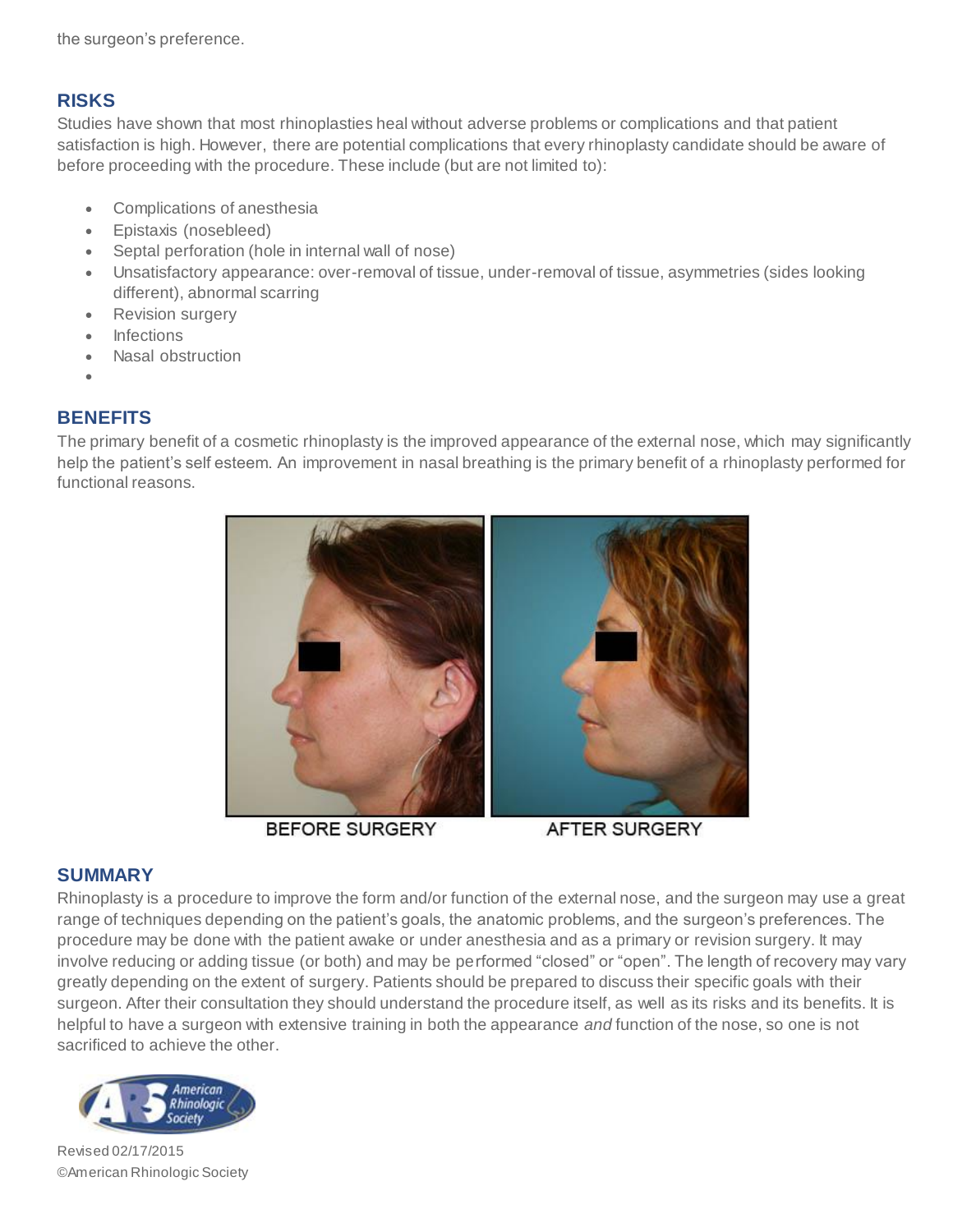the surgeon's preference.

## RISKS

Studies have shown that most rhinoplasties heal without adverse problems or complications and that patient satisfaction is high. However, there are potential complications that every rhinoplasty candidate should be aware of before proceeding with the procedure. These include (but are not limited to):

- Complications of anesthesia
- Epistaxis (nosebleed)
- Septal perforation (hole in internal wall of nose)
- Unsatisfactory appearance: over-removal of tissue, under-removal of tissue, asymmetries (sides looking different), abnormal scarring
- Revision surgery
- Infections
- Nasal obstruction

## BENEFITS

The primary benefit of a cosmetic rhinoplasty is the improved appearance of the external nose, which may significantly help the patient's self esteem. An improvement in nasal breathing is the primary benefit of a rhinoplasty performed for functional reasons.

BEFORE SURGERY

AFTER SURGERY

## SUMMARY

Rhinoplasty is a procedure to improve the form and/or function of the external nose, and the surgeon may use a great range of techniques depending on the patient's goals, the anatomic problems, and the surgeon's preferences. The procedure may be done with the patient awake or under anesthesia and as a primary or revision surgery. It may involve reducing or adding tissue (or both) and may be performed "closed" or "open". The length of recovery may vary greatly depending on the extent of surgery. Patients should be prepared to discuss their specific goals with their surgeon. After their consultation they should understand the procedure itself, as well as its risks and its benefits. It is helpful to have a surgeon with extensive training in both the appearance *and* function of the nose, so one is not sacrificed to achieve the other.

American Rhinologic Society

Revised 02/17/2015
©American Rhinologic Society